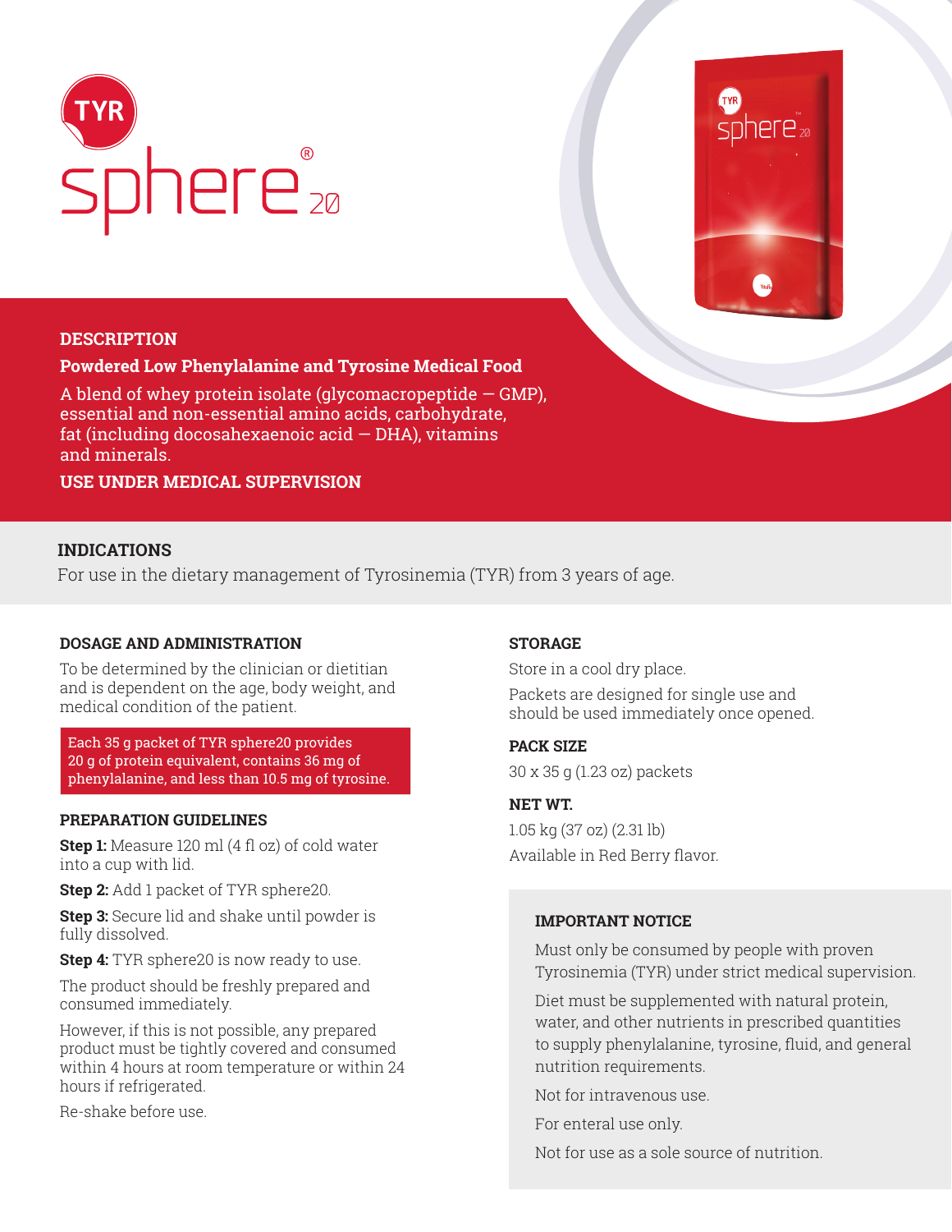# TYR sphere® 20

## DESCRIPTION

**Powdered Low Phenylalanine and Tyrosine Medical Food**

A blend of whey protein isolate (glycomacropeptide – GMP), essential and non-essential amino acids, carbohydrate, fat (including docosahexaenoic acid – DHA), vitamins and minerals.

**USE UNDER MEDICAL SUPERVISION**

## INDICATIONS

For use in the dietary management of Tyrosinemia (TYR) from 3 years of age.

### DOSAGE AND ADMINISTRATION

To be determined by the clinician or dietitian and is dependent on the age, body weight, and medical condition of the patient.

Each 35 g packet of TYR sphere20 provides 20 g of protein equivalent, contains 36 mg of phenylalanine, and less than 10.5 mg of tyrosine.

### PREPARATION GUIDELINES

**Step 1:** Measure 120 ml (4 fl oz) of cold water into a cup with lid.

**Step 2:** Add 1 packet of TYR sphere20.

**Step 3:** Secure lid and shake until powder is fully dissolved.

**Step 4:** TYR sphere20 is now ready to use.

The product should be freshly prepared and consumed immediately.

However, if this is not possible, any prepared product must be tightly covered and consumed within 4 hours at room temperature or within 24 hours if refrigerated.

Re-shake before use.

### STORAGE

Store in a cool dry place.

Packets are designed for single use and should be used immediately once opened.

### PACK SIZE

30 x 35 g (1.23 oz) packets

### NET WT.

1.05 kg (37 oz) (2.31 lb)

Available in Red Berry flavor.

### IMPORTANT NOTICE

Must only be consumed by people with proven Tyrosinemia (TYR) under strict medical supervision.

Diet must be supplemented with natural protein, water, and other nutrients in prescribed quantities to supply phenylalanine, tyrosine, fluid, and general nutrition requirements.

Not for intravenous use.

For enteral use only.

Not for use as a sole source of nutrition.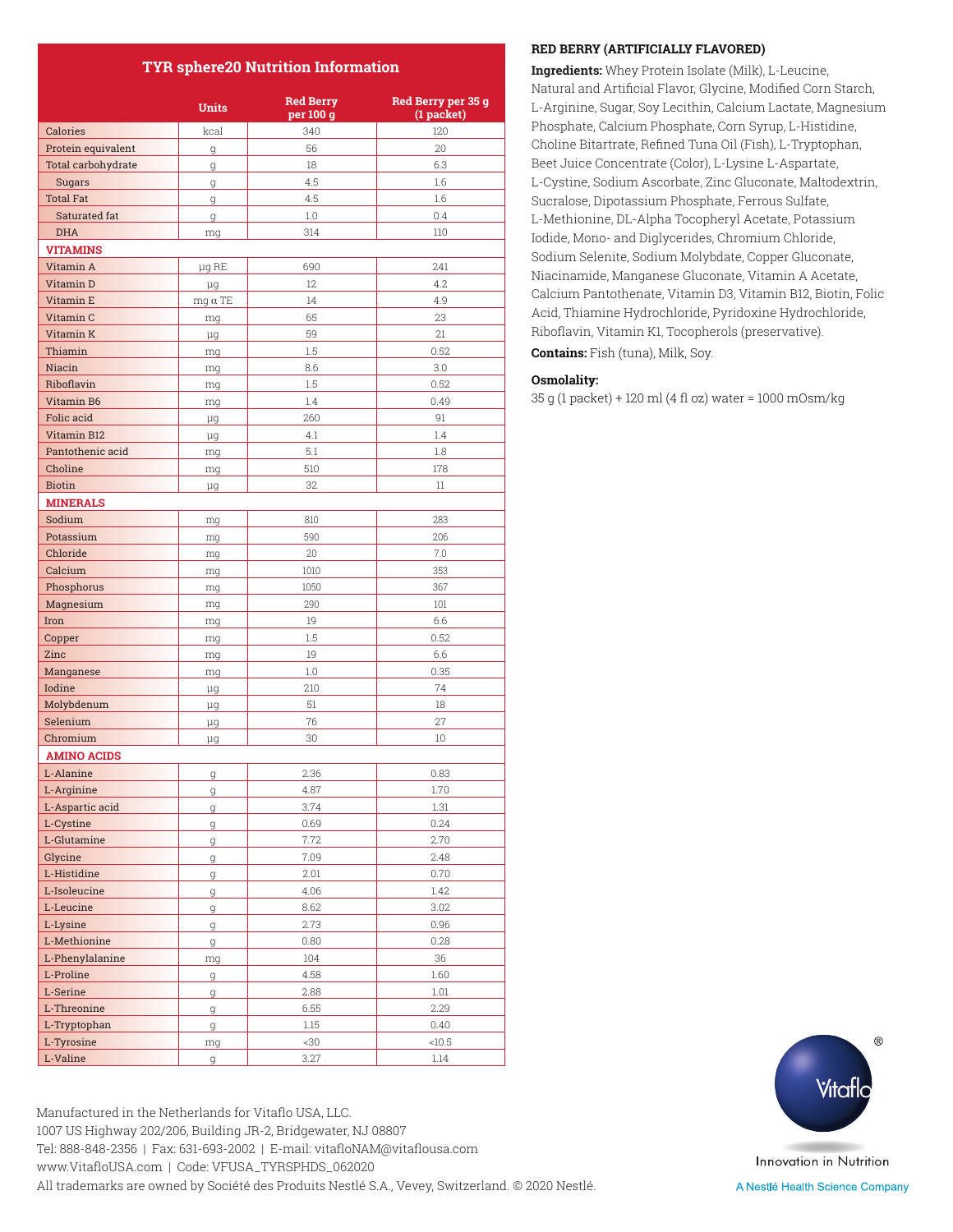## TYR sphere20 Nutrition Information

| | Units | Red Berry per 100 g | Red Berry per 35 g (1 packet) |
|---|---|---|---|
| Calories | kcal | 340 | 120 |
| Protein equivalent | g | 56 | 20 |
| Total carbohydrate | g | 18 | 6.3 |
| Sugars | g | 4.5 | 1.6 |
| Total Fat | g | 4.5 | 1.6 |
| Saturated fat | g | 1.0 | 0.4 |
| DHA | mg | 314 | 110 |
| **VITAMINS** | | | |
| Vitamin A | µg RE | 690 | 241 |
| Vitamin D | µg | 12 | 4.2 |
| Vitamin E | mg α TE | 14 | 4.9 |
| Vitamin C | mg | 65 | 23 |
| Vitamin K | µg | 59 | 21 |
| Thiamin | mg | 1.5 | 0.52 |
| Niacin | mg | 8.6 | 3.0 |
| Riboflavin | mg | 1.5 | 0.52 |
| Vitamin B6 | mg | 1.4 | 0.49 |
| Folic acid | µg | 260 | 91 |
| Vitamin B12 | µg | 4.1 | 1.4 |
| Pantothenic acid | mg | 5.1 | 1.8 |
| Choline | mg | 510 | 178 |
| Biotin | µg | 32 | 11 |
| **MINERALS** | | | |
| Sodium | mg | 810 | 283 |
| Potassium | mg | 590 | 206 |
| Chloride | mg | 20 | 7.0 |
| Calcium | mg | 1010 | 353 |
| Phosphorus | mg | 1050 | 367 |
| Magnesium | mg | 290 | 101 |
| Iron | mg | 19 | 6.6 |
| Copper | mg | 1.5 | 0.52 |
| Zinc | mg | 19 | 6.6 |
| Manganese | mg | 1.0 | 0.35 |
| Iodine | µg | 210 | 74 |
| Molybdenum | µg | 51 | 18 |
| Selenium | µg | 76 | 27 |
| Chromium | µg | 30 | 10 |
| **AMINO ACIDS** | | | |
| L-Alanine | g | 2.36 | 0.83 |
| L-Arginine | g | 4.87 | 1.70 |
| L-Aspartic acid | g | 3.74 | 1.31 |
| L-Cystine | g | 0.69 | 0.24 |
| L-Glutamine | g | 7.72 | 2.70 |
| Glycine | g | 7.09 | 2.48 |
| L-Histidine | g | 2.01 | 0.70 |
| L-Isoleucine | g | 4.06 | 1.42 |
| L-Leucine | g | 8.62 | 3.02 |
| L-Lysine | g | 2.73 | 0.96 |
| L-Methionine | g | 0.80 | 0.28 |
| L-Phenylalanine | mg | 104 | 36 |
| L-Proline | g | 4.58 | 1.60 |
| L-Serine | g | 2.88 | 1.01 |
| L-Threonine | g | 6.55 | 2.29 |
| L-Tryptophan | g | 1.15 | 0.40 |
| L-Tyrosine | mg | <30 | <10.5 |
| L-Valine | g | 3.27 | 1.14 |

**RED BERRY (ARTIFICIALLY FLAVORED)**

**Ingredients:** Whey Protein Isolate (Milk), L-Leucine, Natural and Artificial Flavor, Glycine, Modified Corn Starch, L-Arginine, Sugar, Soy Lecithin, Calcium Lactate, Magnesium Phosphate, Calcium Phosphate, Corn Syrup, L-Histidine, Choline Bitartrate, Refined Tuna Oil (Fish), L-Tryptophan, Beet Juice Concentrate (Color), L-Lysine L-Aspartate, L-Cystine, Sodium Ascorbate, Zinc Gluconate, Maltodextrin, Sucralose, Dipotassium Phosphate, Ferrous Sulfate, L-Methionine, DL-Alpha Tocopheryl Acetate, Potassium Iodide, Mono- and Diglycerides, Chromium Chloride, Sodium Selenite, Sodium Molybdate, Copper Gluconate, Niacinamide, Manganese Gluconate, Vitamin A Acetate, Calcium Pantothenate, Vitamin D3, Vitamin B12, Biotin, Folic Acid, Thiamine Hydrochloride, Pyridoxine Hydrochloride, Riboflavin, Vitamin K1, Tocopherols (preservative).

**Contains:** Fish (tuna), Milk, Soy.

**Osmolality:**

35 g (1 packet) + 120 ml (4 fl oz) water = 1000 mOsm/kg

Manufactured in the Netherlands for Vitaflo USA, LLC.
1007 US Highway 202/206, Building JR-2, Bridgewater, NJ 08807
Tel: 888-848-2356 | Fax: 631-693-2002 | E-mail: vitafloNAM@vitaflousa.com
www.VitafloUSA.com | Code: VFUSA_TYRSPHDS_062020
All trademarks are owned by Société des Produits Nestlé S.A., Vevey, Switzerland. © 2020 Nestlé.

Vitaflo®
Innovation in Nutrition
A Nestlé Health Science Company